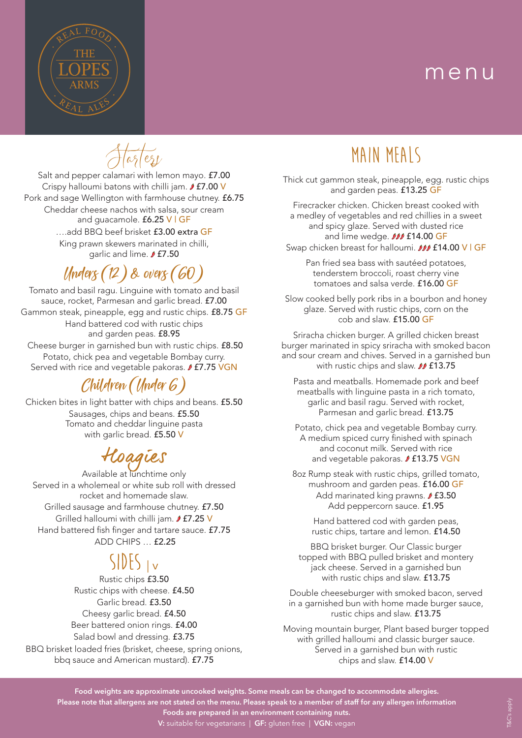# menu

The Lopes Arms — Real Food · Real Ales

## Starters

Salt and pepper calamari with lemon mayo. **£7.00**
Crispy halloumi batons with chilli jam. 🌶 **£7.00** V
Pork and sage Wellington with farmhouse chutney. **£6.75**
Cheddar cheese nachos with salsa, sour cream and guacamole. **£6.25** V | GF
….add BBQ beef brisket **£3.00** extra GF
King prawn skewers marinated in chilli, garlic and lime. 🌶 **£7.50**

## Unders (12) & overs (60)

Tomato and basil ragu. Linguine with tomato and basil sauce, rocket, Parmesan and garlic bread. **£7.00**
Gammon steak, pineapple, egg and rustic chips. **£8.75** GF
Hand battered cod with rustic chips and garden peas. **£8.95**
Cheese burger in garnished bun with rustic chips. **£8.50**
Potato, chick pea and vegetable Bombay curry. Served with rice and vegetable pakoras. 🌶 **£7.75** VGN

## Children (Under 6)

Chicken bites in light batter with chips and beans. **£5.50**
Sausages, chips and beans. **£5.50**
Tomato and cheddar linguine pasta with garlic bread. **£5.50** V

## Hoagies

Available at lunchtime only
Served in a wholemeal or white sub roll with dressed rocket and homemade slaw.
Grilled sausage and farmhouse chutney. **£7.50**
Grilled halloumi with chilli jam. 🌶 **£7.25** V
Hand battered fish finger and tartare sauce. **£7.75**
ADD CHIPS … **£2.25**

## SIDES | V

Rustic chips **£3.50**
Rustic chips with cheese. **£4.50**
Garlic bread. **£3.50**
Cheesy garlic bread. **£4.50**
Beer battered onion rings. **£4.00**
Salad bowl and dressing. **£3.75**
BBQ brisket loaded fries (brisket, cheese, spring onions, bbq sauce and American mustard). **£7.75**

## MAIN MEALS

Thick cut gammon steak, pineapple, egg. rustic chips and garden peas. **£13.25** GF

Firecracker chicken. Chicken breast cooked with a medley of vegetables and red chillies in a sweet and spicy glaze. Served with dusted rice and lime wedge. 🌶🌶🌶 **£14.00** GF
Swap chicken breast for halloumi. 🌶🌶🌶 **£14.00** V | GF

Pan fried sea bass with sautéed potatoes, tenderstem broccoli, roast cherry vine tomatoes and salsa verde. **£16.00** GF

Slow cooked belly pork ribs in a bourbon and honey glaze. Served with rustic chips, corn on the cob and slaw. **£15.00** GF

Sriracha chicken burger. A grilled chicken breast burger marinated in spicy sriracha with smoked bacon and sour cream and chives. Served in a garnished bun with rustic chips and slaw. 🌶🌶 **£13.75**

Pasta and meatballs. Homemade pork and beef meatballs with linguine pasta in a rich tomato, garlic and basil ragu. Served with rocket, Parmesan and garlic bread. **£13.75**

Potato, chick pea and vegetable Bombay curry. A medium spiced curry finished with spinach and coconut milk. Served with rice and vegetable pakoras. 🌶 **£13.75** VGN

8oz Rump steak with rustic chips, grilled tomato, mushroom and garden peas. **£16.00** GF
Add marinated king prawns. 🌶 **£3.50**
Add peppercorn sauce. **£1.95**

Hand battered cod with garden peas, rustic chips, tartare and lemon. **£14.50**

BBQ brisket burger. Our Classic burger topped with BBQ pulled brisket and montery jack cheese. Served in a garnished bun with rustic chips and slaw. **£13.75**

Double cheeseburger with smoked bacon, served in a garnished bun with home made burger sauce, rustic chips and slaw. **£13.75**

Moving mountain burger, Plant based burger topped with grilled halloumi and classic burger sauce. Served in a garnished bun with rustic chips and slaw. **£14.00** V

---

**Food weights are approximate uncooked weights. Some meals can be changed to accommodate allergies.**
**Please note that allergens are not stated on the menu. Please speak to a member of staff for any allergen information**
**Foods are prepared in an environment containing nuts.**
**V:** suitable for vegetarians | **GF:** gluten free | **VGN:** vegan

T&C's apply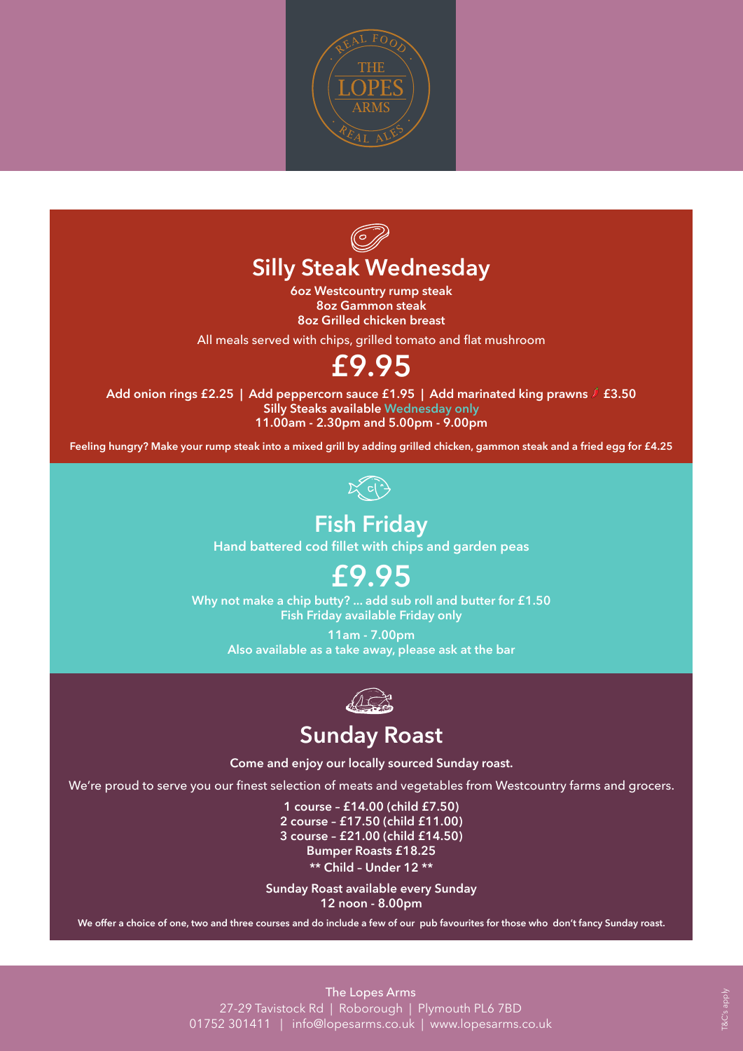THE LOPES ARMS

REAL FOOD · REAL ALES

## Silly Steak Wednesday

**6oz Westcountry rump steak**
**8oz Gammon steak**
**8oz Grilled chicken breast**

All meals served with chips, grilled tomato and flat mushroom

# £9.95

**Add onion rings £2.25 | Add peppercorn sauce £1.95 | Add marinated king prawns £3.50**
**Silly Steaks available Wednesday only**
**11.00am - 2.30pm and 5.00pm - 9.00pm**

**Feeling hungry? Make your rump steak into a mixed grill by adding grilled chicken, gammon steak and a fried egg for £4.25**

## Fish Friday

**Hand battered cod fillet with chips and garden peas**

# £9.95

**Why not make a chip butty? ... add sub roll and butter for £1.50**
**Fish Friday available Friday only**

**11am - 7.00pm**
**Also available as a take away, please ask at the bar**

## Sunday Roast

**Come and enjoy our locally sourced Sunday roast.**

We're proud to serve you our finest selection of meats and vegetables from Westcountry farms and grocers.

**1 course – £14.00 (child £7.50)**
**2 course – £17.50 (child £11.00)**
**3 course – £21.00 (child £14.50)**
**Bumper Roasts £18.25**
**** Child – Under 12 ****

**Sunday Roast available every Sunday**
**12 noon - 8.00pm**

**We offer a choice of one, two and three courses and do include a few of our pub favourites for those who don't fancy Sunday roast.**

The Lopes Arms
27-29 Tavistock Rd | Roborough | Plymouth PL6 7BD
01752 301411 | info@lopesarms.co.uk | www.lopesarms.co.uk

T&C's apply